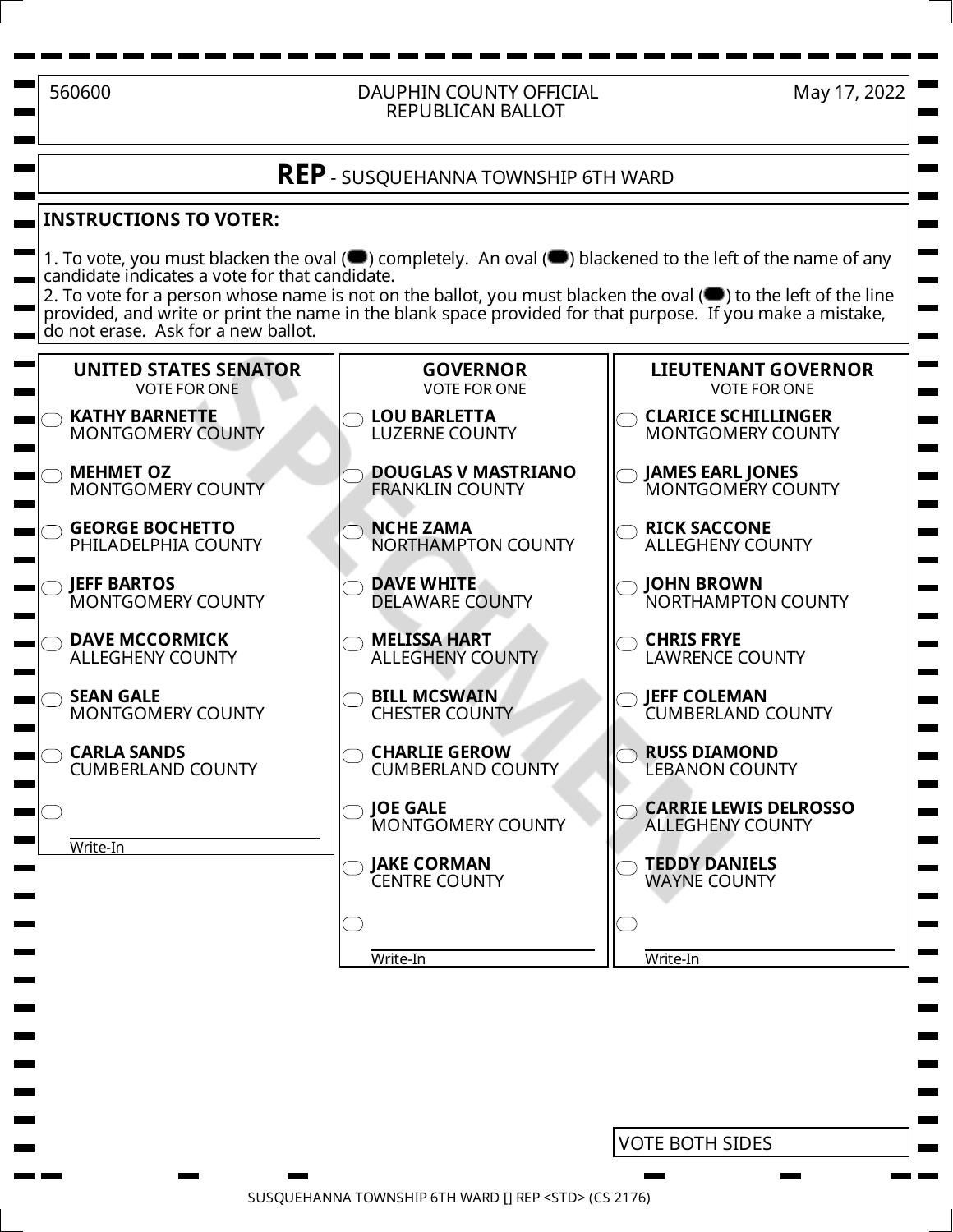560600

DAUPHIN COUNTY OFFICIAL
REPUBLICAN BALLOT

May 17, 2022

# REP - SUSQUEHANNA TOWNSHIP 6TH WARD

**INSTRUCTIONS TO VOTER:**

1. To vote, you must blacken the oval (⬬) completely. An oval (⬬) blackened to the left of the name of any candidate indicates a vote for that candidate.
2. To vote for a person whose name is not on the ballot, you must blacken the oval (⬬) to the left of the line provided, and write or print the name in the blank space provided for that purpose. If you make a mistake, do not erase. Ask for a new ballot.

## UNITED STATES SENATOR
VOTE FOR ONE

- **KATHY BARNETTE** MONTGOMERY COUNTY
- **MEHMET OZ** MONTGOMERY COUNTY
- **GEORGE BOCHETTO** PHILADELPHIA COUNTY
- **JEFF BARTOS** MONTGOMERY COUNTY
- **DAVE MCCORMICK** ALLEGHENY COUNTY
- **SEAN GALE** MONTGOMERY COUNTY
- **CARLA SANDS** CUMBERLAND COUNTY
- Write-In

## GOVERNOR
VOTE FOR ONE

- **LOU BARLETTA** LUZERNE COUNTY
- **DOUGLAS V MASTRIANO** FRANKLIN COUNTY
- **NCHE ZAMA** NORTHAMPTON COUNTY
- **DAVE WHITE** DELAWARE COUNTY
- **MELISSA HART** ALLEGHENY COUNTY
- **BILL MCSWAIN** CHESTER COUNTY
- **CHARLIE GEROW** CUMBERLAND COUNTY
- **JOE GALE** MONTGOMERY COUNTY
- **JAKE CORMAN** CENTRE COUNTY
- Write-In

## LIEUTENANT GOVERNOR
VOTE FOR ONE

- **CLARICE SCHILLINGER** MONTGOMERY COUNTY
- **JAMES EARL JONES** MONTGOMERY COUNTY
- **RICK SACCONE** ALLEGHENY COUNTY
- **JOHN BROWN** NORTHAMPTON COUNTY
- **CHRIS FRYE** LAWRENCE COUNTY
- **JEFF COLEMAN** CUMBERLAND COUNTY
- **RUSS DIAMOND** LEBANON COUNTY
- **CARRIE LEWIS DELROSSO** ALLEGHENY COUNTY
- **TEDDY DANIELS** WAYNE COUNTY
- Write-In

VOTE BOTH SIDES

SUSQUEHANNA TOWNSHIP 6TH WARD [] REP <STD> (CS 2176)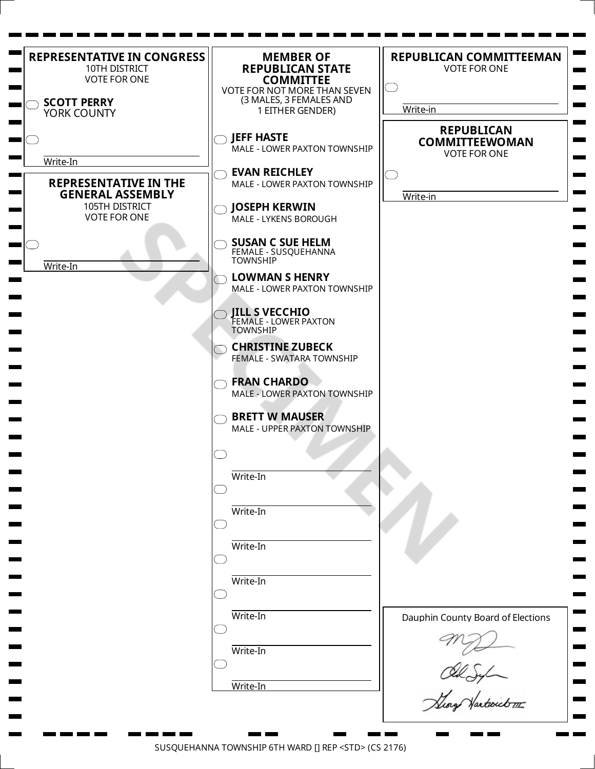## REPRESENTATIVE IN CONGRESS

10TH DISTRICT
VOTE FOR ONE

- SCOTT PERRY
  YORK COUNTY
- Write-In

## REPRESENTATIVE IN THE GENERAL ASSEMBLY

105TH DISTRICT
VOTE FOR ONE

- Write-In

## MEMBER OF REPUBLICAN STATE COMMITTEE

VOTE FOR NOT MORE THAN SEVEN
(3 MALES, 3 FEMALES AND
1 EITHER GENDER)

- **JEFF HASTE**
  MALE - LOWER PAXTON TOWNSHIP
- **EVAN REICHLEY**
  MALE - LOWER PAXTON TOWNSHIP
- **JOSEPH KERWIN**
  MALE - LYKENS BOROUGH
- **SUSAN C SUE HELM**
  FEMALE - SUSQUEHANNA TOWNSHIP
- **LOWMAN S HENRY**
  MALE - LOWER PAXTON TOWNSHIP
- **JILL S VECCHIO**
  FEMALE - LOWER PAXTON TOWNSHIP
- **CHRISTINE ZUBECK**
  FEMALE - SWATARA TOWNSHIP
- **FRAN CHARDO**
  MALE - LOWER PAXTON TOWNSHIP
- **BRETT W MAUSER**
  MALE - UPPER PAXTON TOWNSHIP
- Write-In
- Write-In
- Write-In
- Write-In
- Write-In
- Write-In
- Write-In

## REPUBLICAN COMMITTEEMAN

VOTE FOR ONE

- Write-in

## REPUBLICAN COMMITTEEWOMAN

VOTE FOR ONE

- Write-in

SPECIMEN

Dauphin County Board of Elections

SUSQUEHANNA TOWNSHIP 6TH WARD [] REP <STD> (CS 2176)